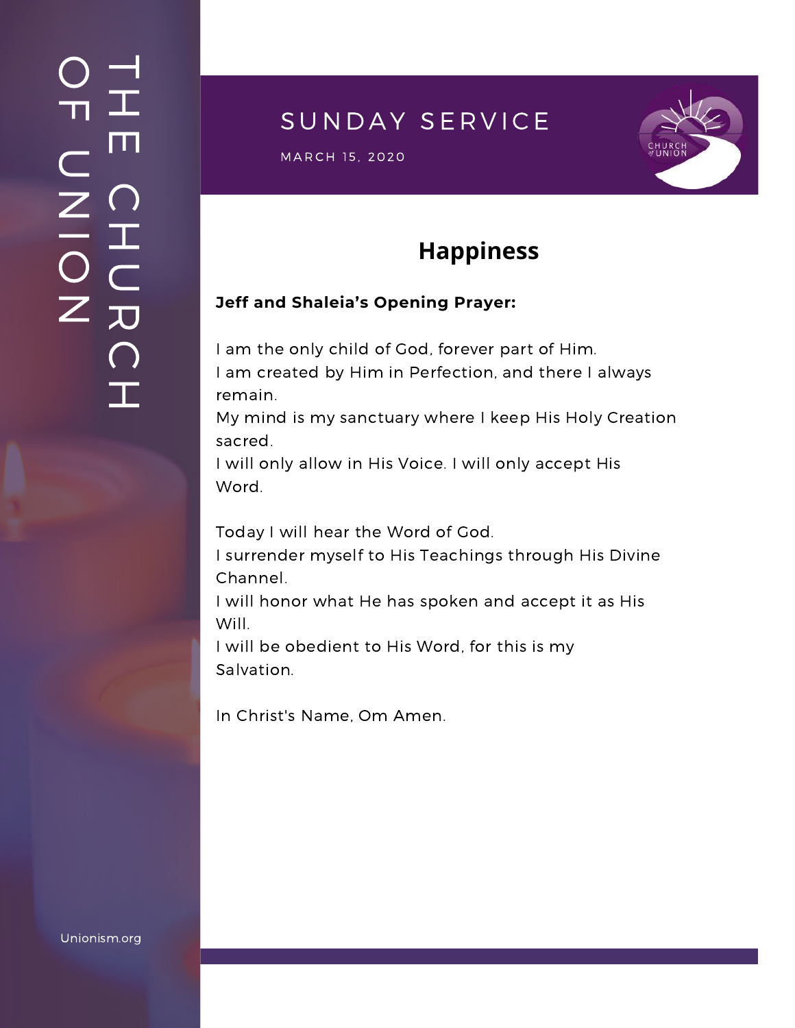# SUNDAY SERVICE

MARCH 15, 2020

## Happiness

**Jeff and Shaleia's Opening Prayer:**

I am the only child of God, forever part of Him.
I am created by Him in Perfection, and there I always remain.
My mind is my sanctuary where I keep His Holy Creation sacred.
I will only allow in His Voice. I will only accept His Word.

Today I will hear the Word of God.
I surrender myself to His Teachings through His Divine Channel.
I will honor what He has spoken and accept it as His Will.
I will be obedient to His Word, for this is my Salvation.

In Christ's Name, Om Amen.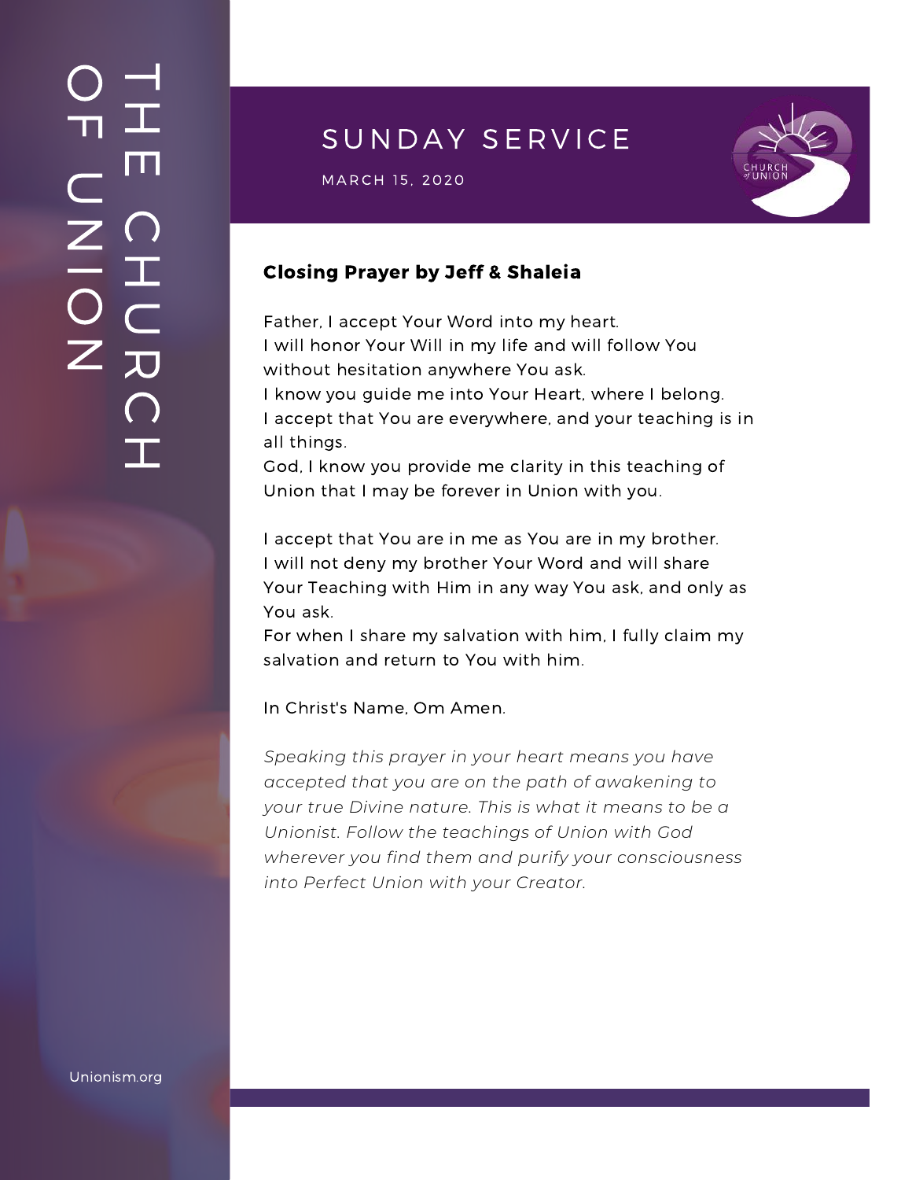# SUNDAY SERVICE

MARCH 15, 2020

**Closing Prayer by Jeff & Shaleia**

Father, I accept Your Word into my heart.
I will honor Your Will in my life and will follow You without hesitation anywhere You ask.
I know you guide me into Your Heart, where I belong.
I accept that You are everywhere, and your teaching is in all things.
God, I know you provide me clarity in this teaching of Union that I may be forever in Union with you.

I accept that You are in me as You are in my brother.
I will not deny my brother Your Word and will share Your Teaching with Him in any way You ask, and only as You ask.
For when I share my salvation with him, I fully claim my salvation and return to You with him.

In Christ's Name, Om Amen.

*Speaking this prayer in your heart means you have accepted that you are on the path of awakening to your true Divine nature. This is what it means to be a Unionist. Follow the teachings of Union with God wherever you find them and purify your consciousness into Perfect Union with your Creator.*